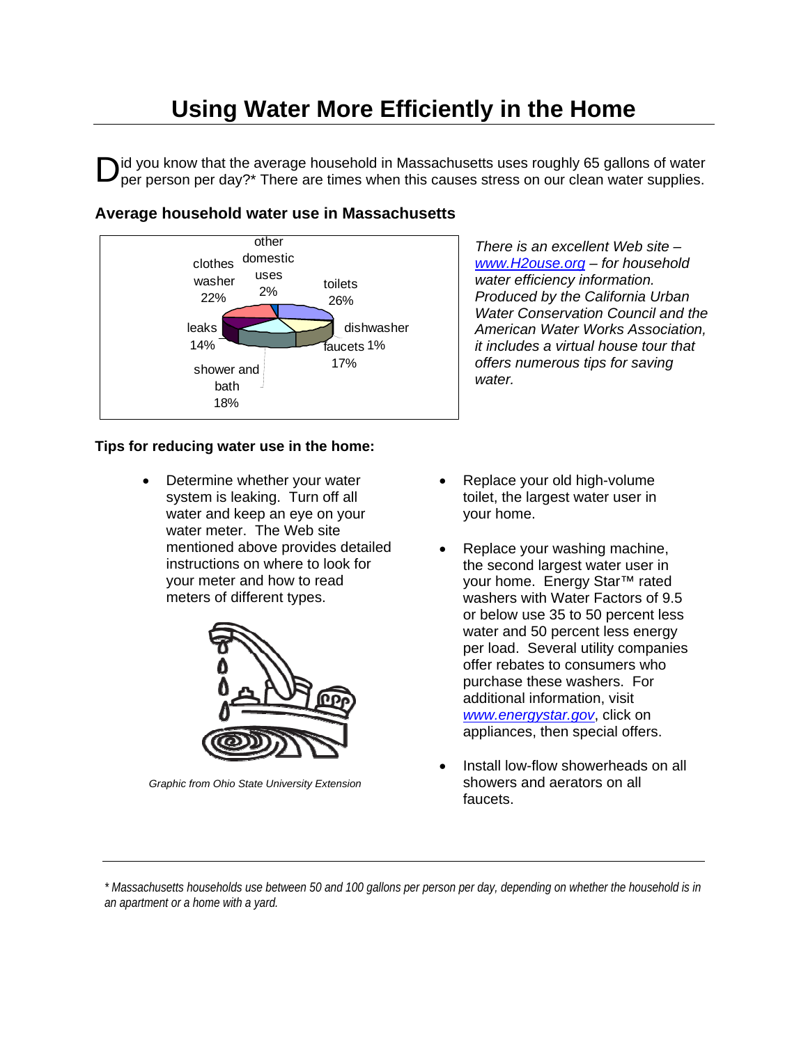# Using Water More Efficiently in the Home

Did you know that the average household in Massachusetts uses roughly 65 gallons of water per person per day?* There are times when this causes stress on our clean water supplies.

### Average household water use in Massachusetts

| Use | Percent |
|---|---|
| toilets | 26% |
| clothes washer | 22% |
| shower and bath | 18% |
| faucets | 17% |
| leaks | 14% |
| other domestic uses | 2% |
| dishwasher | 1% |

*There is an excellent Web site – [www.H2ouse.org](http://www.H2ouse.org) – for household water efficiency information. Produced by the California Urban Water Conservation Council and the American Water Works Association, it includes a virtual house tour that offers numerous tips for saving water.*

### Tips for reducing water use in the home:

- Determine whether your water system is leaking. Turn off all water and keep an eye on your water meter. The Web site mentioned above provides detailed instructions on where to look for your meter and how to read meters of different types.

*Graphic from Ohio State University Extension*

- Replace your old high-volume toilet, the largest water user in your home.
- Replace your washing machine, the second largest water user in your home. Energy Star™ rated washers with Water Factors of 9.5 or below use 35 to 50 percent less water and 50 percent less energy per load. Several utility companies offer rebates to consumers who purchase these washers. For additional information, visit [www.energystar.gov](http://www.energystar.gov), click on appliances, then special offers.
- Install low-flow showerheads on all showers and aerators on all faucets.

---

*\* Massachusetts households use between 50 and 100 gallons per person per day, depending on whether the household is in an apartment or a home with a yard.*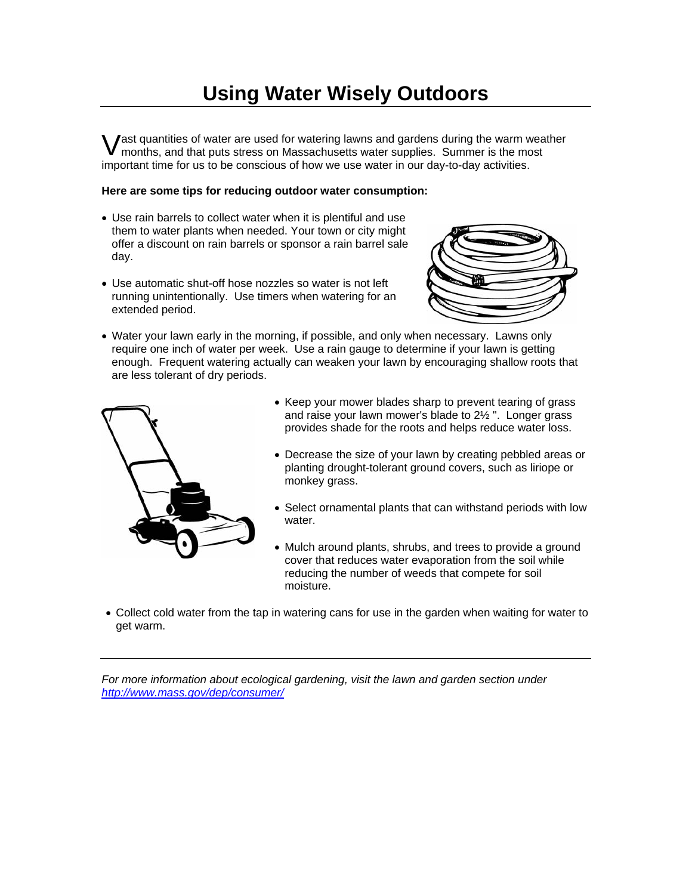# Using Water Wisely Outdoors

Vast quantities of water are used for watering lawns and gardens during the warm weather months, and that puts stress on Massachusetts water supplies. Summer is the most important time for us to be conscious of how we use water in our day-to-day activities.

**Here are some tips for reducing outdoor water consumption:**

- Use rain barrels to collect water when it is plentiful and use them to water plants when needed. Your town or city might offer a discount on rain barrels or sponsor a rain barrel sale day.
- Use automatic shut-off hose nozzles so water is not left running unintentionally. Use timers when watering for an extended period.
- Water your lawn early in the morning, if possible, and only when necessary. Lawns only require one inch of water per week. Use a rain gauge to determine if your lawn is getting enough. Frequent watering actually can weaken your lawn by encouraging shallow roots that are less tolerant of dry periods.
- Keep your mower blades sharp to prevent tearing of grass and raise your lawn mower's blade to 2½ ". Longer grass provides shade for the roots and helps reduce water loss.
- Decrease the size of your lawn by creating pebbled areas or planting drought-tolerant ground covers, such as liriope or monkey grass.
- Select ornamental plants that can withstand periods with low water.
- Mulch around plants, shrubs, and trees to provide a ground cover that reduces water evaporation from the soil while reducing the number of weeds that compete for soil moisture.
- Collect cold water from the tap in watering cans for use in the garden when waiting for water to get warm.

---

*For more information about ecological gardening, visit the lawn and garden section under [http://www.mass.gov/dep/consumer/](http://www.mass.gov/dep/consumer/)*